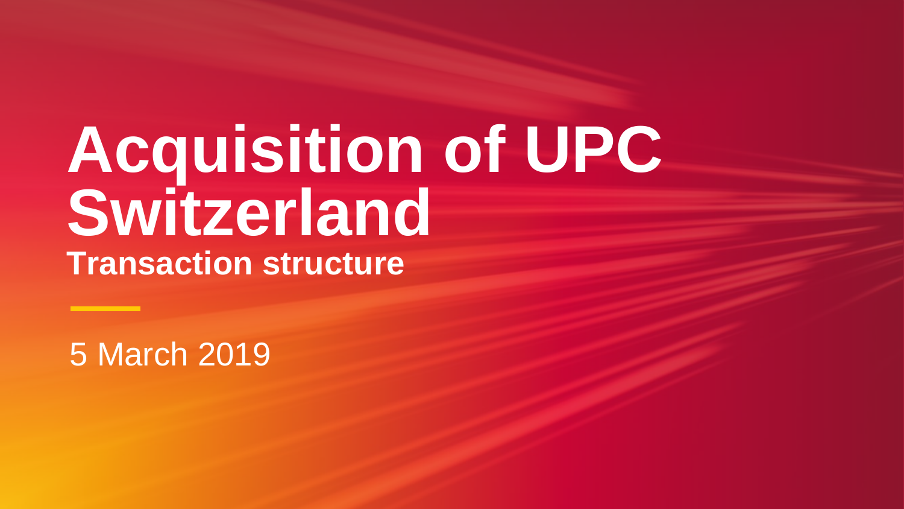# Acquisition of UPC Switzerland

## Transaction structure

5 March 2019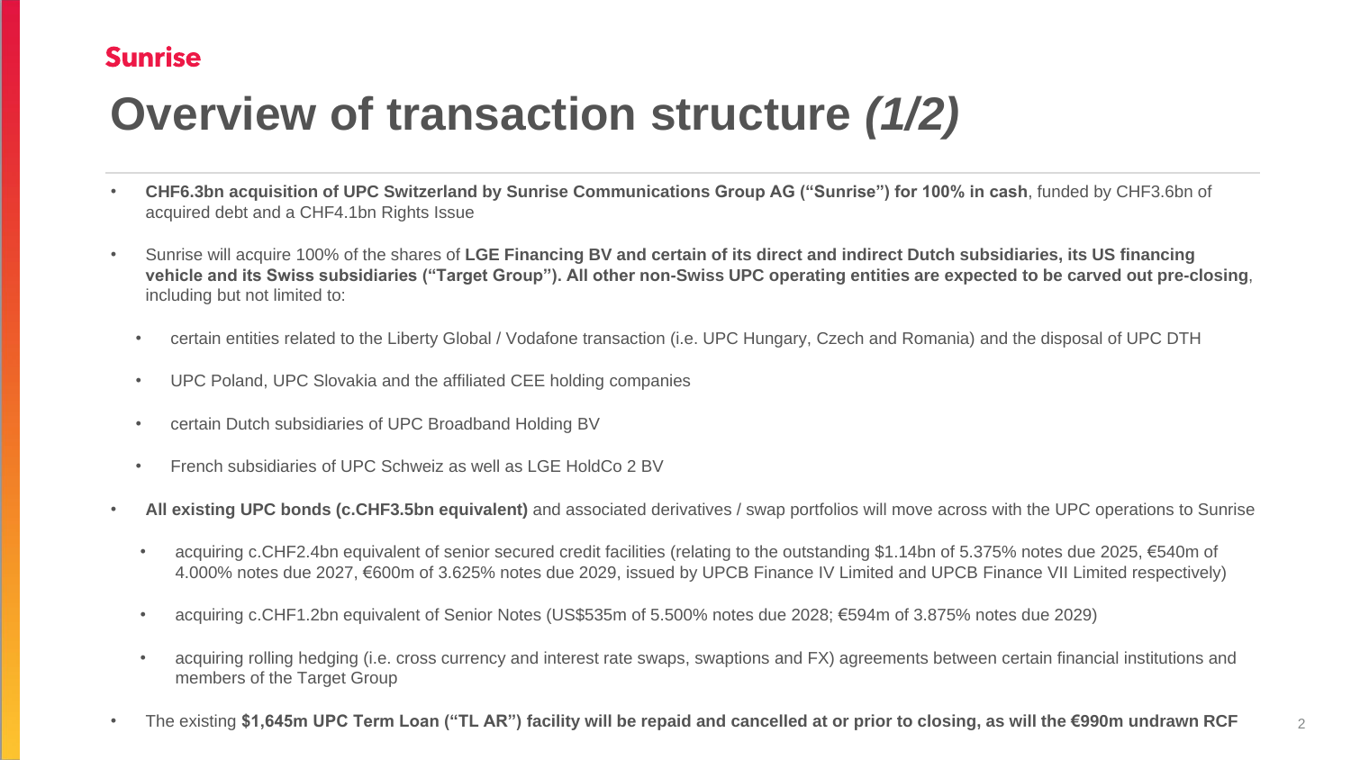Sunrise

# Overview of transaction structure *(1/2)*

- **CHF6.3bn acquisition of UPC Switzerland by Sunrise Communications Group AG ("Sunrise") for 100% in cash**, funded by CHF3.6bn of acquired debt and a CHF4.1bn Rights Issue
- Sunrise will acquire 100% of the shares of **LGE Financing BV and certain of its direct and indirect Dutch subsidiaries, its US financing vehicle and its Swiss subsidiaries ("Target Group"). All other non-Swiss UPC operating entities are expected to be carved out pre-closing**, including but not limited to:
  - certain entities related to the Liberty Global / Vodafone transaction (i.e. UPC Hungary, Czech and Romania) and the disposal of UPC DTH
  - UPC Poland, UPC Slovakia and the affiliated CEE holding companies
  - certain Dutch subsidiaries of UPC Broadband Holding BV
  - French subsidiaries of UPC Schweiz as well as LGE HoldCo 2 BV
- **All existing UPC bonds (c.CHF3.5bn equivalent)** and associated derivatives / swap portfolios will move across with the UPC operations to Sunrise
  - acquiring c.CHF2.4bn equivalent of senior secured credit facilities (relating to the outstanding $1.14bn of 5.375% notes due 2025, €540m of 4.000% notes due 2027, €600m of 3.625% notes due 2029, issued by UPCB Finance IV Limited and UPCB Finance VII Limited respectively)
  - acquiring c.CHF1.2bn equivalent of Senior Notes (US$535m of 5.500% notes due 2028; €594m of 3.875% notes due 2029)
  - acquiring rolling hedging (i.e. cross currency and interest rate swaps, swaptions and FX) agreements between certain financial institutions and members of the Target Group
- The existing **$1,645m UPC Term Loan ("TL AR") facility will be repaid and cancelled at or prior to closing, as will the €990m undrawn RCF**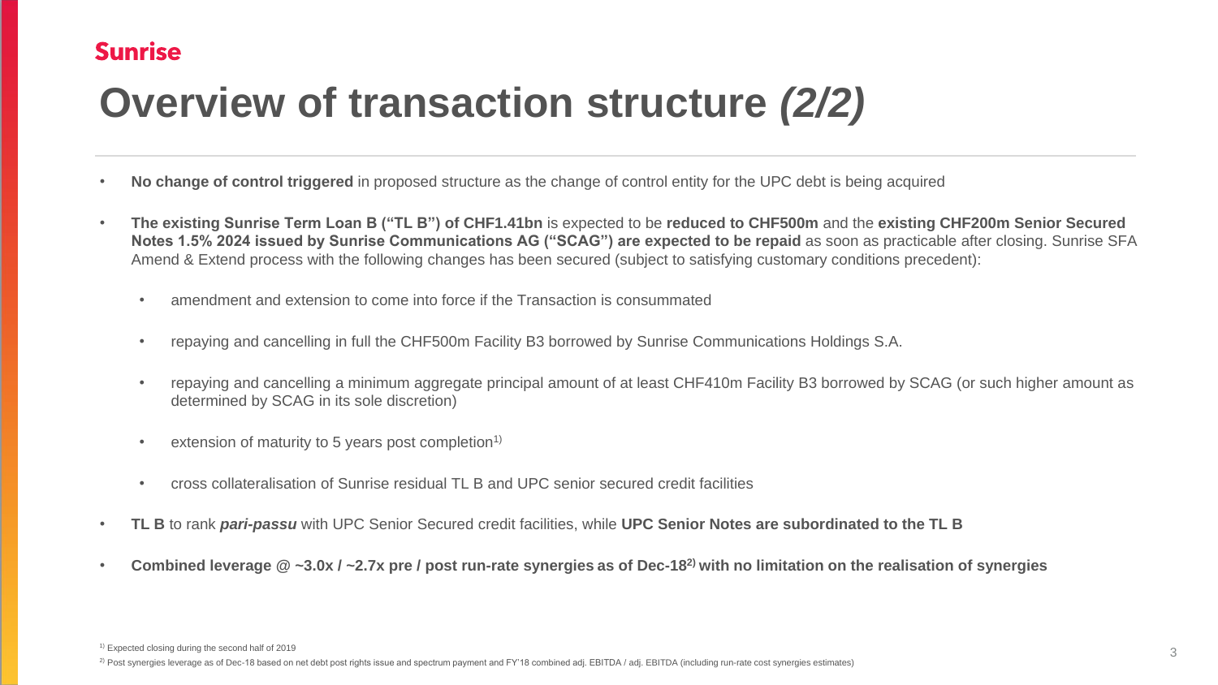Sunrise

# Overview of transaction structure *(2/2)*

- **No change of control triggered** in proposed structure as the change of control entity for the UPC debt is being acquired
- **The existing Sunrise Term Loan B ("TL B") of CHF1.41bn** is expected to be **reduced to CHF500m** and the **existing CHF200m Senior Secured Notes 1.5% 2024 issued by Sunrise Communications AG ("SCAG") are expected to be repaid** as soon as practicable after closing. Sunrise SFA Amend & Extend process with the following changes has been secured (subject to satisfying customary conditions precedent):
  - amendment and extension to come into force if the Transaction is consummated
  - repaying and cancelling in full the CHF500m Facility B3 borrowed by Sunrise Communications Holdings S.A.
  - repaying and cancelling a minimum aggregate principal amount of at least CHF410m Facility B3 borrowed by SCAG (or such higher amount as determined by SCAG in its sole discretion)
  - extension of maturity to 5 years post completion[1)]
  - cross collateralisation of Sunrise residual TL B and UPC senior secured credit facilities
- **TL B** to rank ***pari-passu*** with UPC Senior Secured credit facilities, while **UPC Senior Notes are subordinated to the TL B**
- **Combined leverage @ ~3.0x / ~2.7x pre / post run-rate synergies as of Dec-18[2)] with no limitation on the realisation of synergies**

[1)] Expected closing during the second half of 2019

[2)] Post synergies leverage as of Dec-18 based on net debt post rights issue and spectrum payment and FY'18 combined adj. EBITDA / adj. EBITDA (including run-rate cost synergies estimates)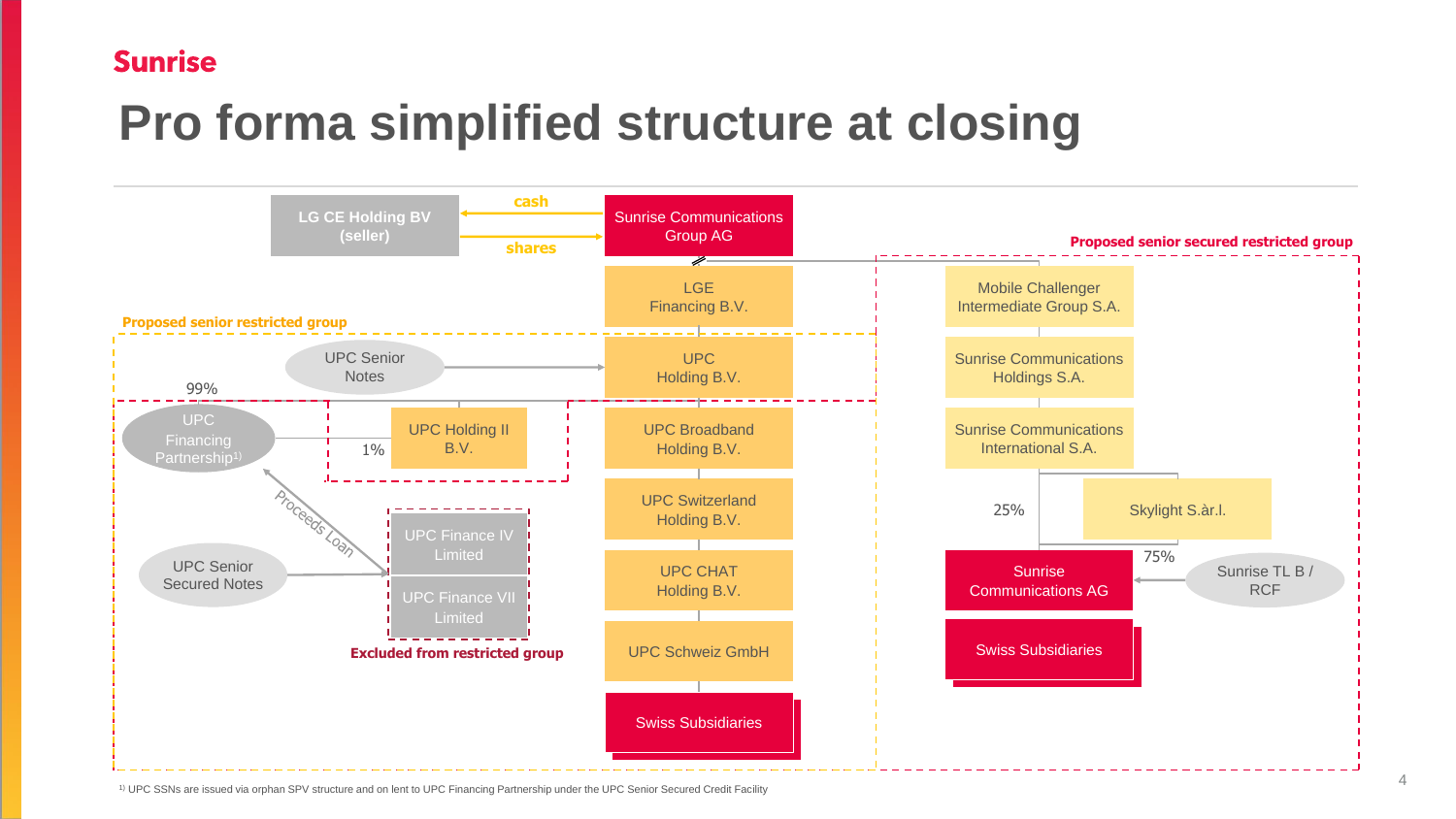# Pro forma simplified structure at closing

LG CE Holding BV (seller)

cash

shares

Sunrise Communications Group AG

Proposed senior secured restricted group

LGE Financing B.V.

Proposed senior restricted group

UPC Senior Notes

UPC Holding B.V.

99%

UPC Financing Partnership[1]

1%

UPC Holding II B.V.

UPC Broadband Holding B.V.

UPC Switzerland Holding B.V.

Proceeds Loan

UPC Finance IV Limited

UPC Senior Secured Notes

UPC Finance VII Limited

UPC CHAT Holding B.V.

Excluded from restricted group

UPC Schweiz GmbH

Swiss Subsidiaries

Mobile Challenger Intermediate Group S.A.

Sunrise Communications Holdings S.A.

Sunrise Communications International S.A.

25%

Skylight S.àr.l.

75%

Sunrise Communications AG

Sunrise TL B / RCF

Swiss Subsidiaries

[1] UPC SSNs are issued via orphan SPV structure and on lent to UPC Financing Partnership under the UPC Senior Secured Credit Facility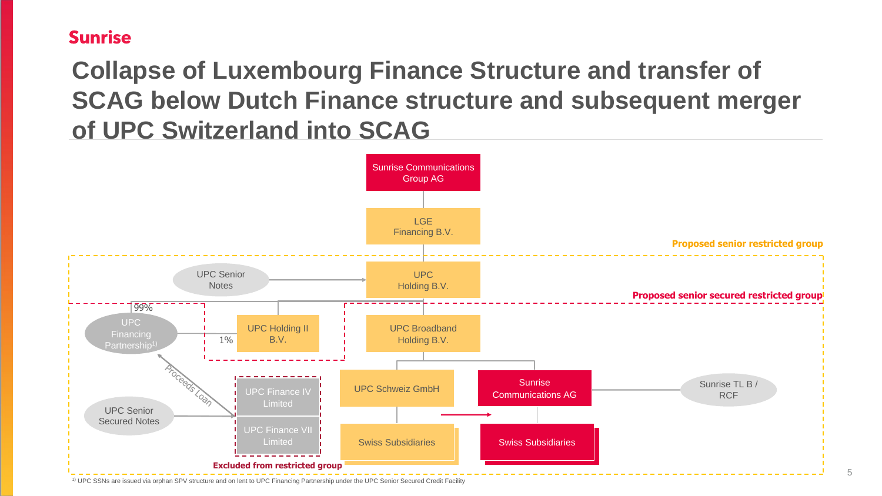# Collapse of Luxembourg Finance Structure and transfer of SCAG below Dutch Finance structure and subsequent merger of UPC Switzerland into SCAG

Sunrise Communications Group AG

LGE Financing B.V.

Proposed senior restricted group

UPC Senior Notes

UPC Holding B.V.

Proposed senior secured restricted group

99%

UPC Financing Partnership[1]

1%

UPC Holding II B.V.

UPC Broadband Holding B.V.

Proceeds Loan

UPC Finance IV Limited

UPC Finance VII Limited

UPC Senior Secured Notes

UPC Schweiz GmbH

Sunrise Communications AG

Sunrise TL B / RCF

Swiss Subsidiaries

Swiss Subsidiaries

Excluded from restricted group

[1] UPC SSNs are issued via orphan SPV structure and on lent to UPC Financing Partnership under the UPC Senior Secured Credit Facility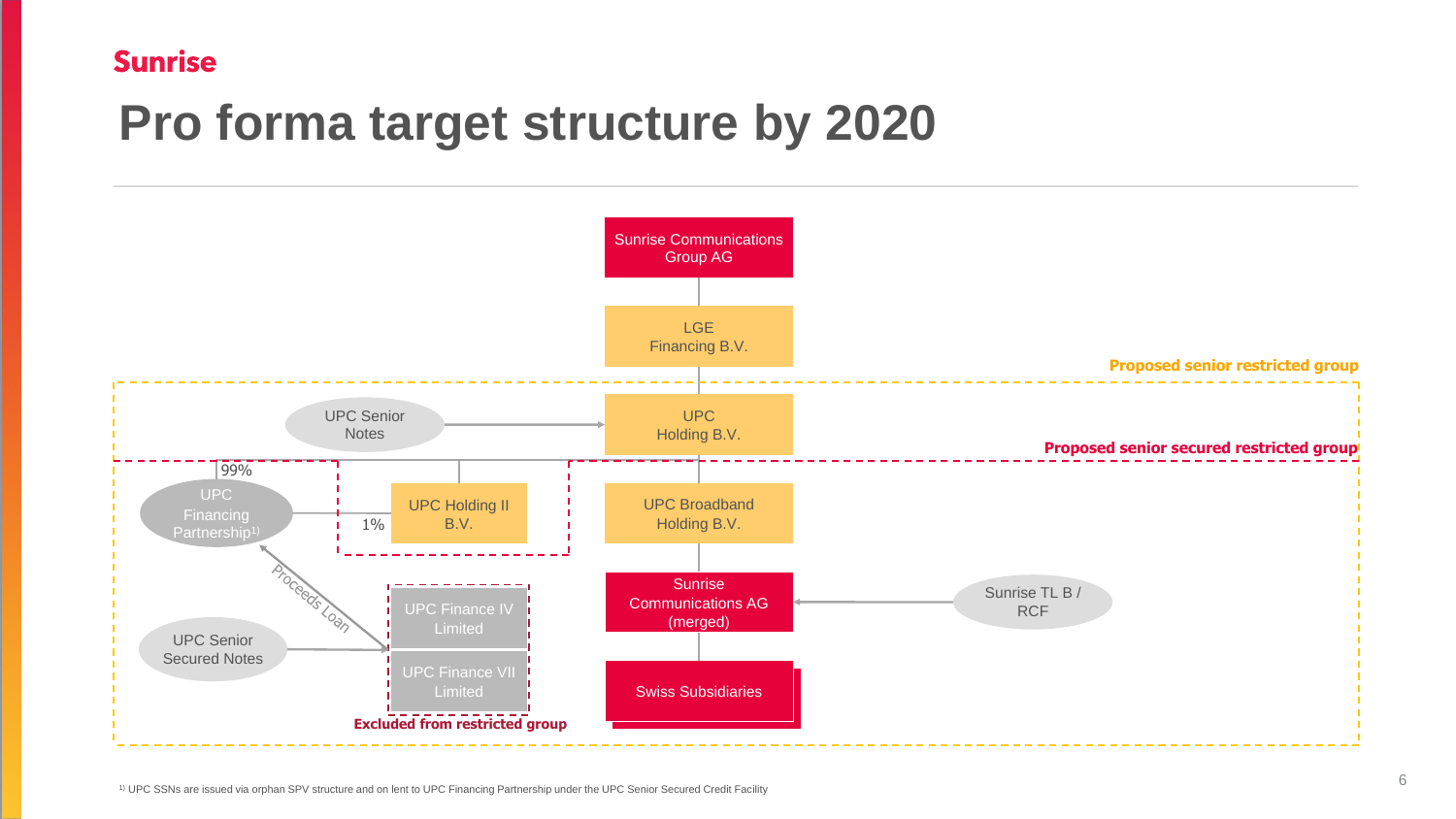Sunrise

# Pro forma target structure by 2020

Sunrise Communications Group AG

LGE Financing B.V.

Proposed senior restricted group

UPC Senior Notes

UPC Holding B.V.

Proposed senior secured restricted group

99%

UPC Financing Partnership[1]

1%

UPC Holding II B.V.

UPC Broadband Holding B.V.

Proceeds Loan

Sunrise Communications AG (merged)

Sunrise TL B / RCF

UPC Finance IV Limited

UPC Senior Secured Notes

UPC Finance VII Limited

Swiss Subsidiaries

Excluded from restricted group

[1] UPC SSNs are issued via orphan SPV structure and on lent to UPC Financing Partnership under the UPC Senior Secured Credit Facility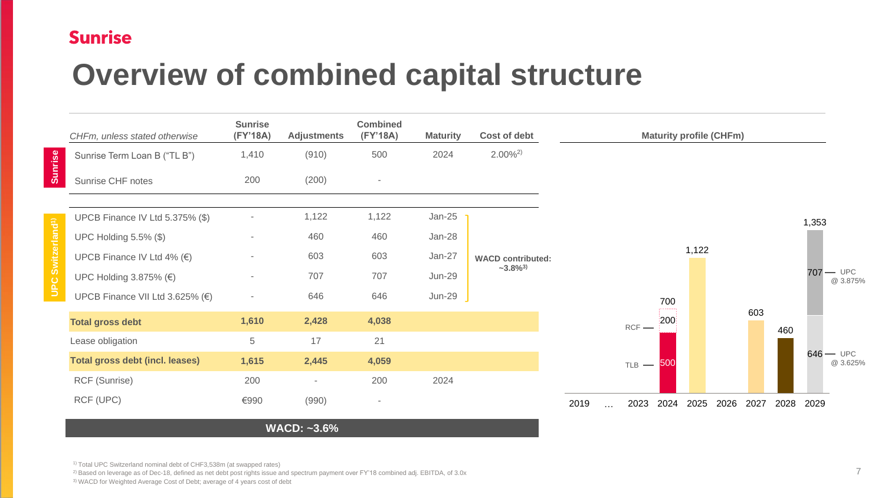Sunrise

# Overview of combined capital structure

| | CHFm, unless stated otherwise | Sunrise (FY'18A) | Adjustments | Combined (FY'18A) | Maturity | Cost of debt |
|---|---|---|---|---|---|---|
| Sunrise | Sunrise Term Loan B ("TL B") | 1,410 | (910) | 500 | 2024 | 2.00%[2] |
| | Sunrise CHF notes | 200 | (200) | - | | |
| UPC Switzerland[1] | UPCB Finance IV Ltd 5.375% ($) | - | 1,122 | 1,122 | Jan-25 | WACD contributed: ~3.8%[3] |
| | UPC Holding 5.5% ($) | - | 460 | 460 | Jan-28 | |
| | UPCB Finance IV Ltd 4% (€) | - | 603 | 603 | Jan-27 | |
| | UPC Holding 3.875% (€) | - | 707 | 707 | Jun-29 | |
| | UPCB Finance VII Ltd 3.625% (€) | - | 646 | 646 | Jun-29 | |
| | **Total gross debt** | **1,610** | **2,428** | **4,038** | | |
| | Lease obligation | 5 | 17 | 21 | | |
| | **Total gross debt (incl. leases)** | **1,615** | **2,445** | **4,059** | | |
| | RCF (Sunrise) | 200 | - | 200 | 2024 | |
| | RCF (UPC) | €990 | (990) | - | | |

**WACD: ~3.6%**

**Maturity profile (CHFm)**

| Year | Amount | Composition |
|---|---|---|
| 2019 | | |
| … | | |
| 2023 | | |
| 2024 | 700 | TLB 500; RCF 200 |
| 2025 | 1,122 | |
| 2026 | | |
| 2027 | 603 | |
| 2028 | 460 | |
| 2029 | 1,353 | UPC @ 3.875%: 707; UPC @ 3.625%: 646 |

[1] Total UPC Switzerland nominal debt of CHF3,538m (at swapped rates)
[2] Based on leverage as of Dec-18, defined as net debt post rights issue and spectrum payment over FY'18 combined adj. EBITDA, of 3.0x
[3] WACD for Weighted Average Cost of Debt; average of 4 years cost of debt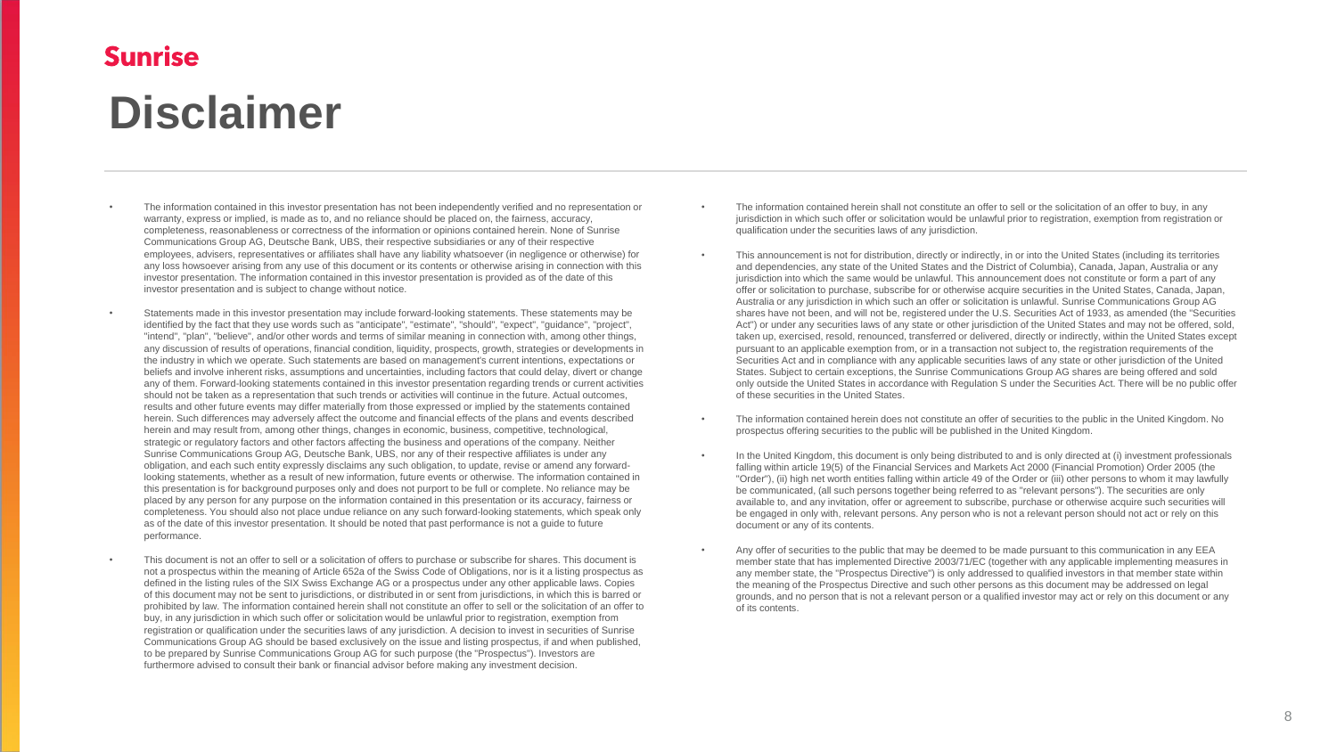Sunrise

# Disclaimer

- The information contained in this investor presentation has not been independently verified and no representation or warranty, express or implied, is made as to, and no reliance should be placed on, the fairness, accuracy, completeness, reasonableness or correctness of the information or opinions contained herein. None of Sunrise Communications Group AG, Deutsche Bank, UBS, their respective subsidiaries or any of their respective employees, advisers, representatives or affiliates shall have any liability whatsoever (in negligence or otherwise) for any loss howsoever arising from any use of this document or its contents or otherwise arising in connection with this investor presentation. The information contained in this investor presentation is provided as of the date of this investor presentation and is subject to change without notice.

- Statements made in this investor presentation may include forward-looking statements. These statements may be identified by the fact that they use words such as "anticipate", "estimate", "should", "expect", "guidance", "project", "intend", "plan", "believe", and/or other words and terms of similar meaning in connection with, among other things, any discussion of results of operations, financial condition, liquidity, prospects, growth, strategies or developments in the industry in which we operate. Such statements are based on management's current intentions, expectations or beliefs and involve inherent risks, assumptions and uncertainties, including factors that could delay, divert or change any of them. Forward-looking statements contained in this investor presentation regarding trends or current activities should not be taken as a representation that such trends or activities will continue in the future. Actual outcomes, results and other future events may differ materially from those expressed or implied by the statements contained herein. Such differences may adversely affect the outcome and financial effects of the plans and events described herein and may result from, among other things, changes in economic, business, competitive, technological, strategic or regulatory factors and other factors affecting the business and operations of the company. Neither Sunrise Communications Group AG, Deutsche Bank, UBS, nor any of their respective affiliates is under any obligation, and each such entity expressly disclaims any such obligation, to update, revise or amend any forward-looking statements, whether as a result of new information, future events or otherwise. The information contained in this presentation is for background purposes only and does not purport to be full or complete. No reliance may be placed by any person for any purpose on the information contained in this presentation or its accuracy, fairness or completeness. You should also not place undue reliance on any such forward-looking statements, which speak only as of the date of this investor presentation. It should be noted that past performance is not a guide to future performance.

- This document is not an offer to sell or a solicitation of offers to purchase or subscribe for shares. This document is not a prospectus within the meaning of Article 652a of the Swiss Code of Obligations, nor is it a listing prospectus as defined in the listing rules of the SIX Swiss Exchange AG or a prospectus under any other applicable laws. Copies of this document may not be sent to jurisdictions, or distributed in or sent from jurisdictions, in which this is barred or prohibited by law. The information contained herein shall not constitute an offer to sell or the solicitation of an offer to buy, in any jurisdiction in which such offer or solicitation would be unlawful prior to registration, exemption from registration or qualification under the securities laws of any jurisdiction. A decision to invest in securities of Sunrise Communications Group AG should be based exclusively on the issue and listing prospectus, if and when published, to be prepared by Sunrise Communications Group AG for such purpose (the "Prospectus"). Investors are furthermore advised to consult their bank or financial advisor before making any investment decision.

- The information contained herein shall not constitute an offer to sell or the solicitation of an offer to buy, in any jurisdiction in which such offer or solicitation would be unlawful prior to registration, exemption from registration or qualification under the securities laws of any jurisdiction.

- This announcement is not for distribution, directly or indirectly, in or into the United States (including its territories and dependencies, any state of the United States and the District of Columbia), Canada, Japan, Australia or any jurisdiction into which the same would be unlawful. This announcement does not constitute or form a part of any offer or solicitation to purchase, subscribe for or otherwise acquire securities in the United States, Canada, Japan, Australia or any jurisdiction in which such an offer or solicitation is unlawful. Sunrise Communications Group AG shares have not been, and will not be, registered under the U.S. Securities Act of 1933, as amended (the "Securities Act") or under any securities laws of any state or other jurisdiction of the United States and may not be offered, sold, taken up, exercised, resold, renounced, transferred or delivered, directly or indirectly, within the United States except pursuant to an applicable exemption from, or in a transaction not subject to, the registration requirements of the Securities Act and in compliance with any applicable securities laws of any state or other jurisdiction of the United States. Subject to certain exceptions, the Sunrise Communications Group AG shares are being offered and sold only outside the United States in accordance with Regulation S under the Securities Act. There will be no public offer of these securities in the United States.

- The information contained herein does not constitute an offer of securities to the public in the United Kingdom. No prospectus offering securities to the public will be published in the United Kingdom.

- In the United Kingdom, this document is only being distributed to and is only directed at (i) investment professionals falling within article 19(5) of the Financial Services and Markets Act 2000 (Financial Promotion) Order 2005 (the "Order"), (ii) high net worth entities falling within article 49 of the Order or (iii) other persons to whom it may lawfully be communicated, (all such persons together being referred to as "relevant persons"). The securities are only available to, and any invitation, offer or agreement to subscribe, purchase or otherwise acquire such securities will be engaged in only with, relevant persons. Any person who is not a relevant person should not act or rely on this document or any of its contents.

- Any offer of securities to the public that may be deemed to be made pursuant to this communication in any EEA member state that has implemented Directive 2003/71/EC (together with any applicable implementing measures in any member state, the "Prospectus Directive") is only addressed to qualified investors in that member state within the meaning of the Prospectus Directive and such other persons as this document may be addressed on legal grounds, and no person that is not a relevant person or a qualified investor may act or rely on this document or any of its contents.